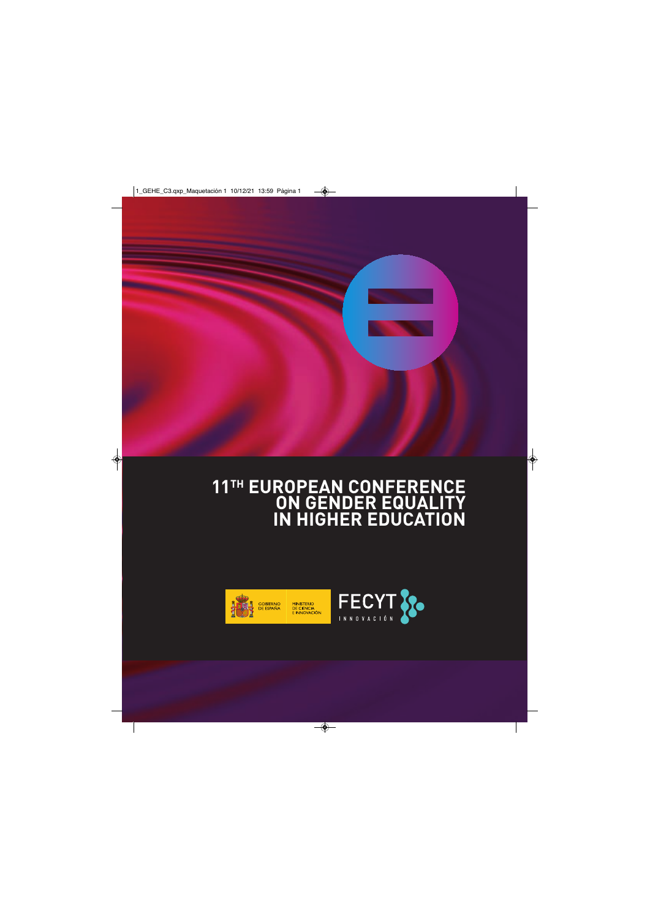# 11TH EUROPEAN CONFERENCE ON GENDER EQUALITY IN HIGHER EDUCATION

GOBIERNO DE ESPAÑA

MINISTERIO DE CIENCIA E INNOVACIÓN

FECYT

INNOVACIÓN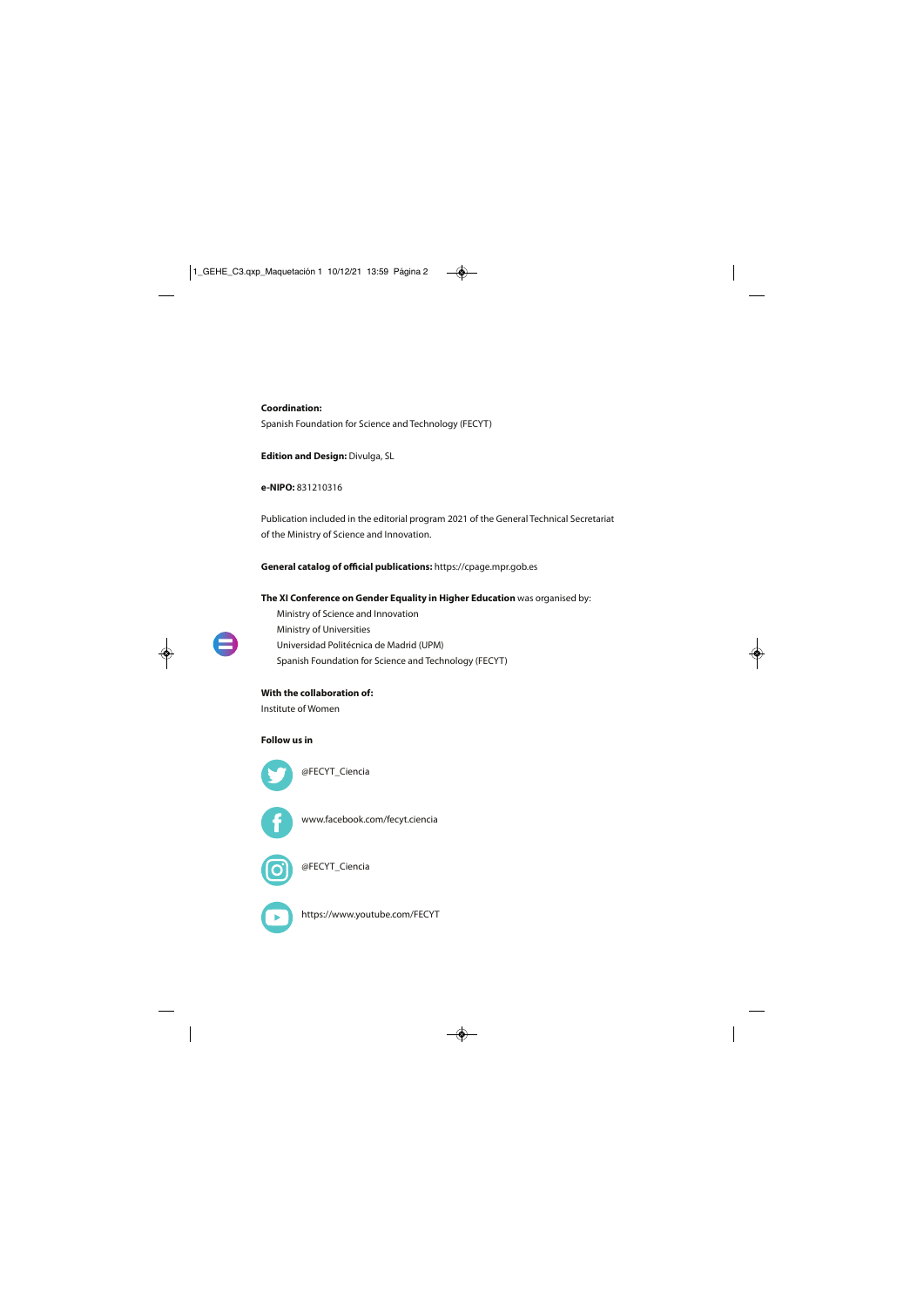**Coordination:**

Spanish Foundation for Science and Technology (FECYT)

**Edition and Design:** Divulga, SL

**e-NIPO:** 831210316

Publication included in the editorial program 2021 of the General Technical Secretariat of the Ministry of Science and Innovation.

**General catalog of official publications:** https://cpage.mpr.gob.es

**The XI Conference on Gender Equality in Higher Education** was organised by:

- Ministry of Science and Innovation
- Ministry of Universities
- Universidad Politécnica de Madrid (UPM)
- Spanish Foundation for Science and Technology (FECYT)

**With the collaboration of:**

Institute of Women

**Follow us in**

@FECYT_Ciencia

www.facebook.com/fecyt.ciencia

@FECYT_Ciencia

https://www.youtube.com/FECYT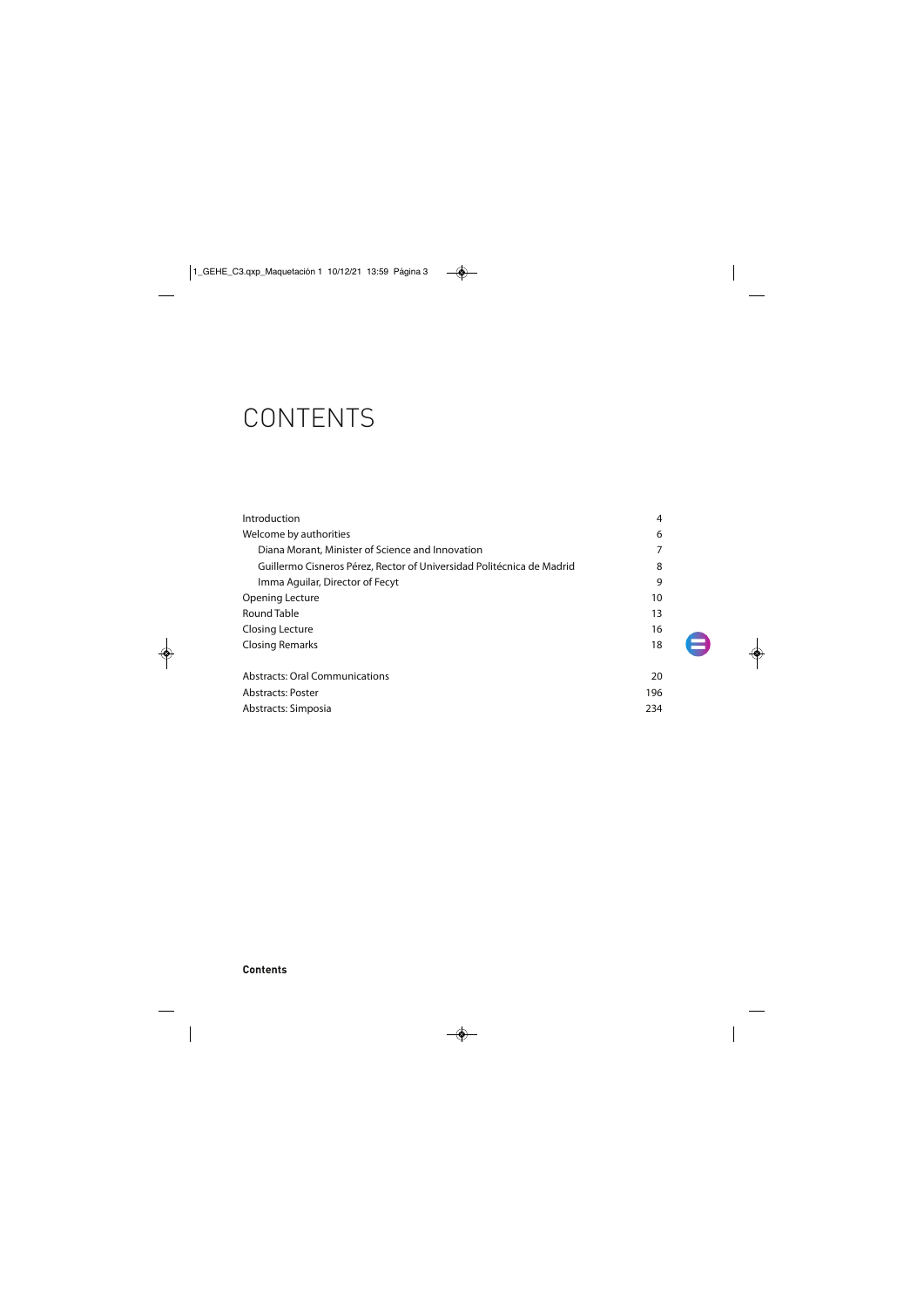# CONTENTS

| | |
|---|---|
| Introduction | 4 |
| Welcome by authorities | 6 |
| Diana Morant, Minister of Science and Innovation | 7 |
| Guillermo Cisneros Pérez, Rector of Universidad Politécnica de Madrid | 8 |
| Imma Aguilar, Director of Fecyt | 9 |
| Opening Lecture | 10 |
| Round Table | 13 |
| Closing Lecture | 16 |
| Closing Remarks | 18 |
| | |
| Abstracts: Oral Communications | 20 |
| Abstracts: Poster | 196 |
| Abstracts: Simposia | 234 |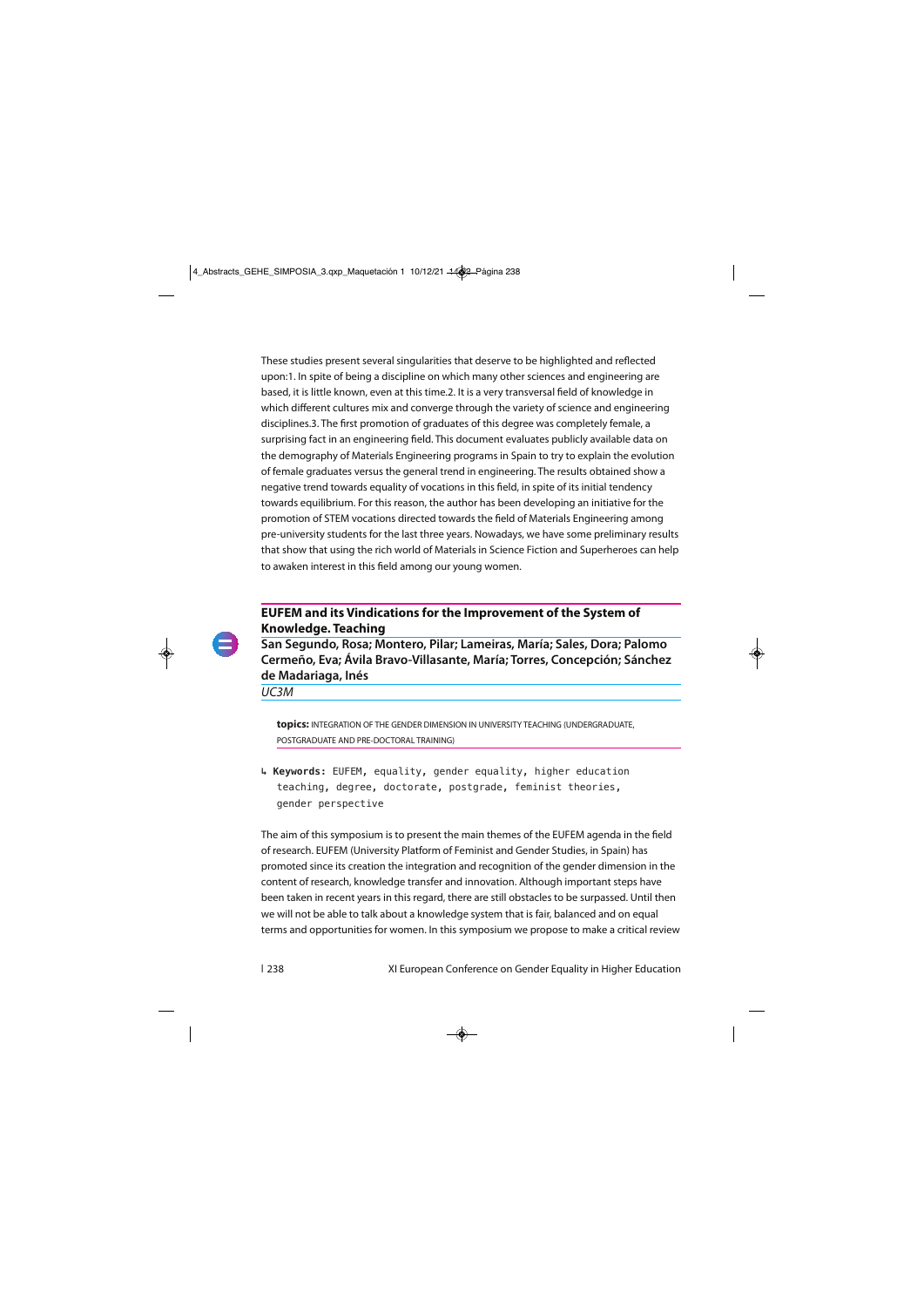These studies present several singularities that deserve to be highlighted and reflected upon:1. In spite of being a discipline on which many other sciences and engineering are based, it is little known, even at this time.2. It is a very transversal field of knowledge in which different cultures mix and converge through the variety of science and engineering disciplines.3. The first promotion of graduates of this degree was completely female, a surprising fact in an engineering field. This document evaluates publicly available data on the demography of Materials Engineering programs in Spain to try to explain the evolution of female graduates versus the general trend in engineering. The results obtained show a negative trend towards equality of vocations in this field, in spite of its initial tendency towards equilibrium. For this reason, the author has been developing an initiative for the promotion of STEM vocations directed towards the field of Materials Engineering among pre-university students for the last three years. Nowadays, we have some preliminary results that show that using the rich world of Materials in Science Fiction and Superheroes can help to awaken interest in this field among our young women.

## EUFEM and its Vindications for the Improvement of the System of Knowledge. Teaching

**San Segundo, Rosa; Montero, Pilar; Lameiras, María; Sales, Dora; Palomo Cermeño, Eva; Ávila Bravo-Villasante, María; Torres, Concepción; Sánchez de Madariaga, Inés**

*UC3M*

**topics:** INTEGRATION OF THE GENDER DIMENSION IN UNIVERSITY TEACHING (UNDERGRADUATE, POSTGRADUATE AND PRE-DOCTORAL TRAINING)

↳ **Keywords:** EUFEM, equality, gender equality, higher education teaching, degree, doctorate, postgrade, feminist theories, gender perspective

The aim of this symposium is to present the main themes of the EUFEM agenda in the field of research. EUFEM (University Platform of Feminist and Gender Studies, in Spain) has promoted since its creation the integration and recognition of the gender dimension in the content of research, knowledge transfer and innovation. Although important steps have been taken in recent years in this regard, there are still obstacles to be surpassed. Until then we will not be able to talk about a knowledge system that is fair, balanced and on equal terms and opportunities for women. In this symposium we propose to make a critical review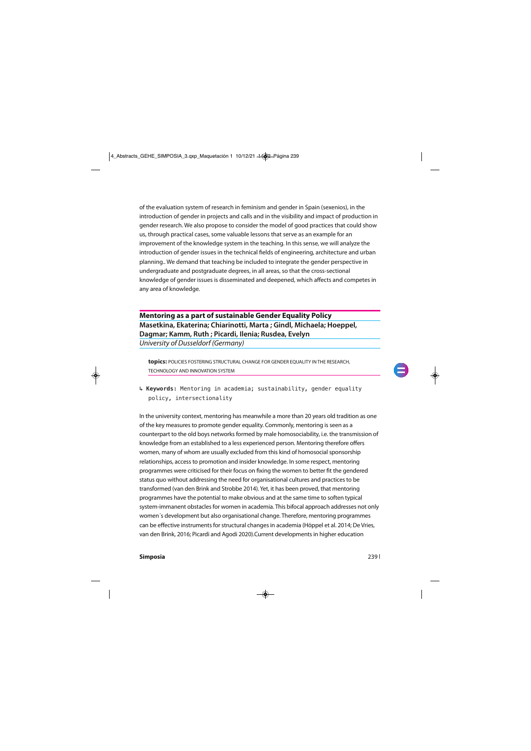of the evaluation system of research in feminism and gender in Spain (sexenios), in the introduction of gender in projects and calls and in the visibility and impact of production in gender research. We also propose to consider the model of good practices that could show us, through practical cases, some valuable lessons that serve as an example for an improvement of the knowledge system in the teaching. In this sense, we will analyze the introduction of gender issues in the technical fields of engineering, architecture and urban planning.. We demand that teaching be included to integrate the gender perspective in undergraduate and postgraduate degrees, in all areas, so that the cross-sectional knowledge of gender issues is disseminated and deepened, which affects and competes in any area of knowledge.

## Mentoring as a part of sustainable Gender Equality Policy

**Masetkina, Ekaterina; Chiarinotti, Marta ; Gindl, Michaela; Hoeppel, Dagmar; Kamm, Ruth ; Picardi, Ilenia; Rusdea, Evelyn**

*University of Dusseldorf (Germany)*

**topics:** POLICIES FOSTERING STRUCTURAL CHANGE FOR GENDER EQUALITY IN THE RESEARCH, TECHNOLOGY AND INNOVATION SYSTEM

↳ **Keywords:** Mentoring in academia; sustainability, gender equality policy, intersectionality

In the university context, mentoring has meanwhile a more than 20 years old tradition as one of the key measures to promote gender equality. Commonly, mentoring is seen as a counterpart to the old boys networks formed by male homosociability, i.e. the transmission of knowledge from an established to a less experienced person. Mentoring therefore offers women, many of whom are usually excluded from this kind of homosocial sponsorship relationships, access to promotion and insider knowledge. In some respect, mentoring programmes were criticised for their focus on fixing the women to better fit the gendered status quo without addressing the need for organisational cultures and practices to be transformed (van den Brink and Strobbe 2014). Yet, it has been proved, that mentoring programmes have the potential to make obvious and at the same time to soften typical system-immanent obstacles for women in academia. This bifocal approach addresses not only women´s development but also organisational change. Therefore, mentoring programmes can be effective instruments for structural changes in academia (Höppel et al. 2014; De Vries, van den Brink, 2016; Picardi and Agodi 2020).Current developments in higher education